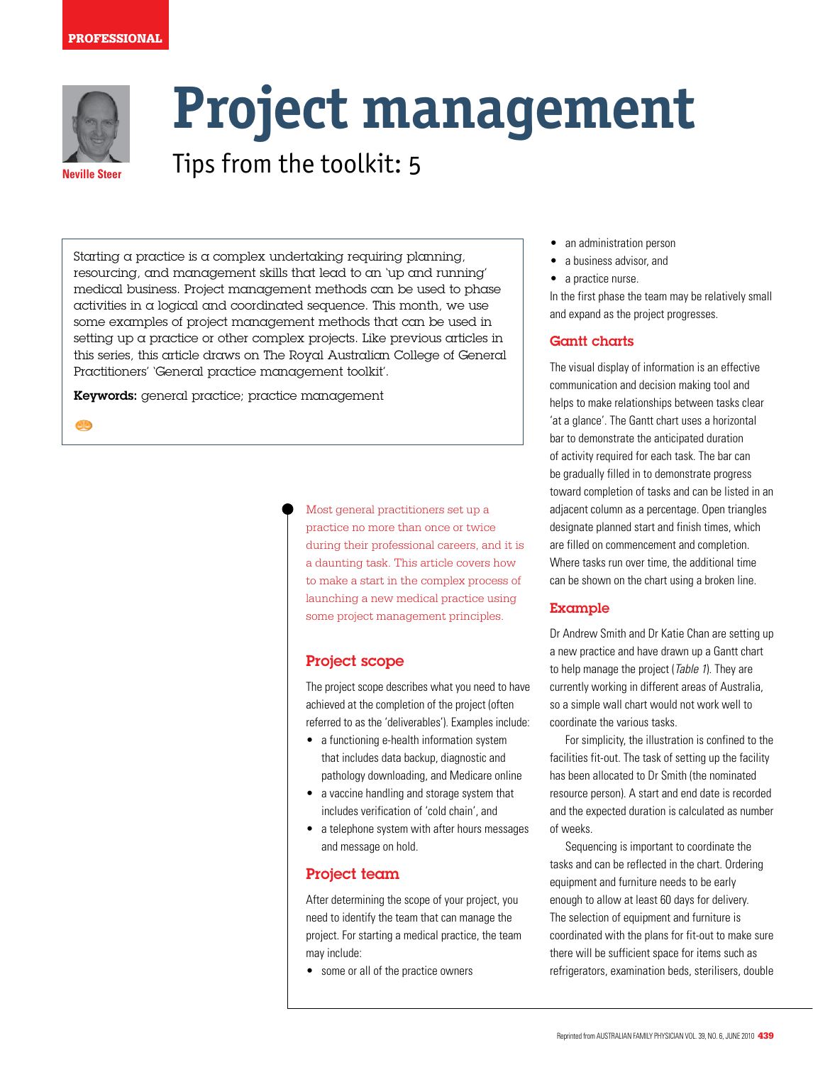PROFESSIONAL

# Project management

## Tips from the toolkit: 5

Neville Steer

Starting a practice is a complex undertaking requiring planning, resourcing, and management skills that lead to an 'up and running' medical business. Project management methods can be used to phase activities in a logical and coordinated sequence. This month, we use some examples of project management methods that can be used in setting up a practice or other complex projects. Like previous articles in this series, this article draws on The Royal Australian College of General Practitioners' 'General practice management toolkit'.

**Keywords:** general practice; practice management

Most general practitioners set up a practice no more than once or twice during their professional careers, and it is a daunting task. This article covers how to make a start in the complex process of launching a new medical practice using some project management principles.

### Project scope

The project scope describes what you need to have achieved at the completion of the project (often referred to as the 'deliverables'). Examples include:

- a functioning e-health information system that includes data backup, diagnostic and pathology downloading, and Medicare online
- a vaccine handling and storage system that includes verification of 'cold chain', and
- a telephone system with after hours messages and message on hold.

### Project team

After determining the scope of your project, you need to identify the team that can manage the project. For starting a medical practice, the team may include:

- some or all of the practice owners
- an administration person
- a business advisor, and
- a practice nurse.

In the first phase the team may be relatively small and expand as the project progresses.

### Gantt charts

The visual display of information is an effective communication and decision making tool and helps to make relationships between tasks clear 'at a glance'. The Gantt chart uses a horizontal bar to demonstrate the anticipated duration of activity required for each task. The bar can be gradually filled in to demonstrate progress toward completion of tasks and can be listed in an adjacent column as a percentage. Open triangles designate planned start and finish times, which are filled on commencement and completion. Where tasks run over time, the additional time can be shown on the chart using a broken line.

### Example

Dr Andrew Smith and Dr Katie Chan are setting up a new practice and have drawn up a Gantt chart to help manage the project (*Table 1*). They are currently working in different areas of Australia, so a simple wall chart would not work well to coordinate the various tasks.

For simplicity, the illustration is confined to the facilities fit-out. The task of setting up the facility has been allocated to Dr Smith (the nominated resource person). A start and end date is recorded and the expected duration is calculated as number of weeks.

Sequencing is important to coordinate the tasks and can be reflected in the chart. Ordering equipment and furniture needs to be early enough to allow at least 60 days for delivery. The selection of equipment and furniture is coordinated with the plans for fit-out to make sure there will be sufficient space for items such as refrigerators, examination beds, sterilisers, double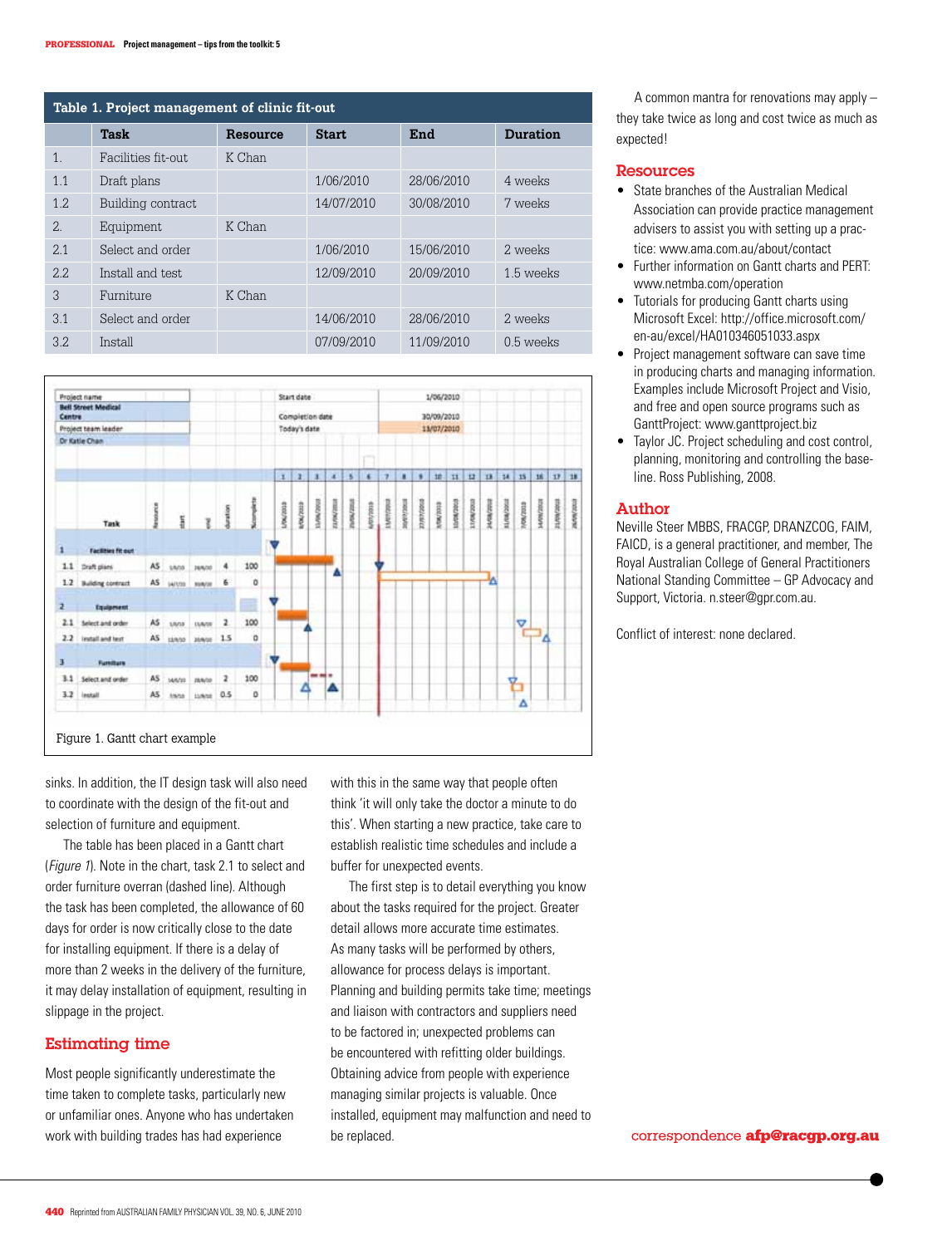**Table 1. Project management of clinic fit-out**

| | Task | Resource | Start | End | Duration |
|---|---|---|---|---|---|
| 1. | Facilities fit-out | K Chan | | | |
| 1.1 | Draft plans | | 1/06/2010 | 28/06/2010 | 4 weeks |
| 1.2 | Building contract | | 14/07/2010 | 30/08/2010 | 7 weeks |
| 2. | Equipment | K Chan | | | |
| 2.1 | Select and order | | 1/06/2010 | 15/06/2010 | 2 weeks |
| 2.2 | Install and test | | 12/09/2010 | 20/09/2010 | 1.5 weeks |
| 3 | Furniture | K Chan | | | |
| 3.1 | Select and order | | 14/06/2010 | 28/06/2010 | 2 weeks |
| 3.2 | Install | | 07/09/2010 | 11/09/2010 | 0.5 weeks |

Project name
Bell Street Medical Centre
Project team leader
Dr Katie Chan
Start date 1/06/2010
Completion date 30/09/2010
Today's date 13/07/2010

Task Resource start end duration %complete

1 Facilities fit out
1.1 Draft plans AS 4 100
1.2 Building contract AS 6 0
2 Equipment
2.1 Select and order AS 2 100
2.2 Install and test AS 1.5 0
3 Furniture
3.1 Select and order AS 2 100
3.2 Install AS 0.5 0

Figure 1. Gantt chart example

sinks. In addition, the IT design task will also need to coordinate with the design of the fit-out and selection of furniture and equipment.

The table has been placed in a Gantt chart (*Figure 1*). Note in the chart, task 2.1 to select and order furniture overran (dashed line). Although the task has been completed, the allowance of 60 days for order is now critically close to the date for installing equipment. If there is a delay of more than 2 weeks in the delivery of the furniture, it may delay installation of equipment, resulting in slippage in the project.

## Estimating time

Most people significantly underestimate the time taken to complete tasks, particularly new or unfamiliar ones. Anyone who has undertaken work with building trades has had experience with this in the same way that people often think 'it will only take the doctor a minute to do this'. When starting a new practice, take care to establish realistic time schedules and include a buffer for unexpected events.

The first step is to detail everything you know about the tasks required for the project. Greater detail allows more accurate time estimates. As many tasks will be performed by others, allowance for process delays is important. Planning and building permits take time; meetings and liaison with contractors and suppliers need to be factored in; unexpected problems can be encountered with refitting older buildings. Obtaining advice from people with experience managing similar projects is valuable. Once installed, equipment may malfunction and need to be replaced.

A common mantra for renovations may apply – they take twice as long and cost twice as much as expected!

## Resources

- State branches of the Australian Medical Association can provide practice management advisers to assist you with setting up a practice: www.ama.com.au/about/contact
- Further information on Gantt charts and PERT: www.netmba.com/operation
- Tutorials for producing Gantt charts using Microsoft Excel: http://office.microsoft.com/en-au/excel/HA010346051033.aspx
- Project management software can save time in producing charts and managing information. Examples include Microsoft Project and Visio, and free and open source programs such as GanttProject: www.ganttproject.biz
- Taylor JC. Project scheduling and cost control, planning, monitoring and controlling the baseline. Ross Publishing, 2008.

## Author

Neville Steer MBBS, FRACGP, DRANZCOG, FAIM, FAICD, is a general practitioner, and member, The Royal Australian College of General Practitioners National Standing Committee – GP Advocacy and Support, Victoria. n.steer@gpr.com.au.

Conflict of interest: none declared.

correspondence **afp@racgp.org.au**